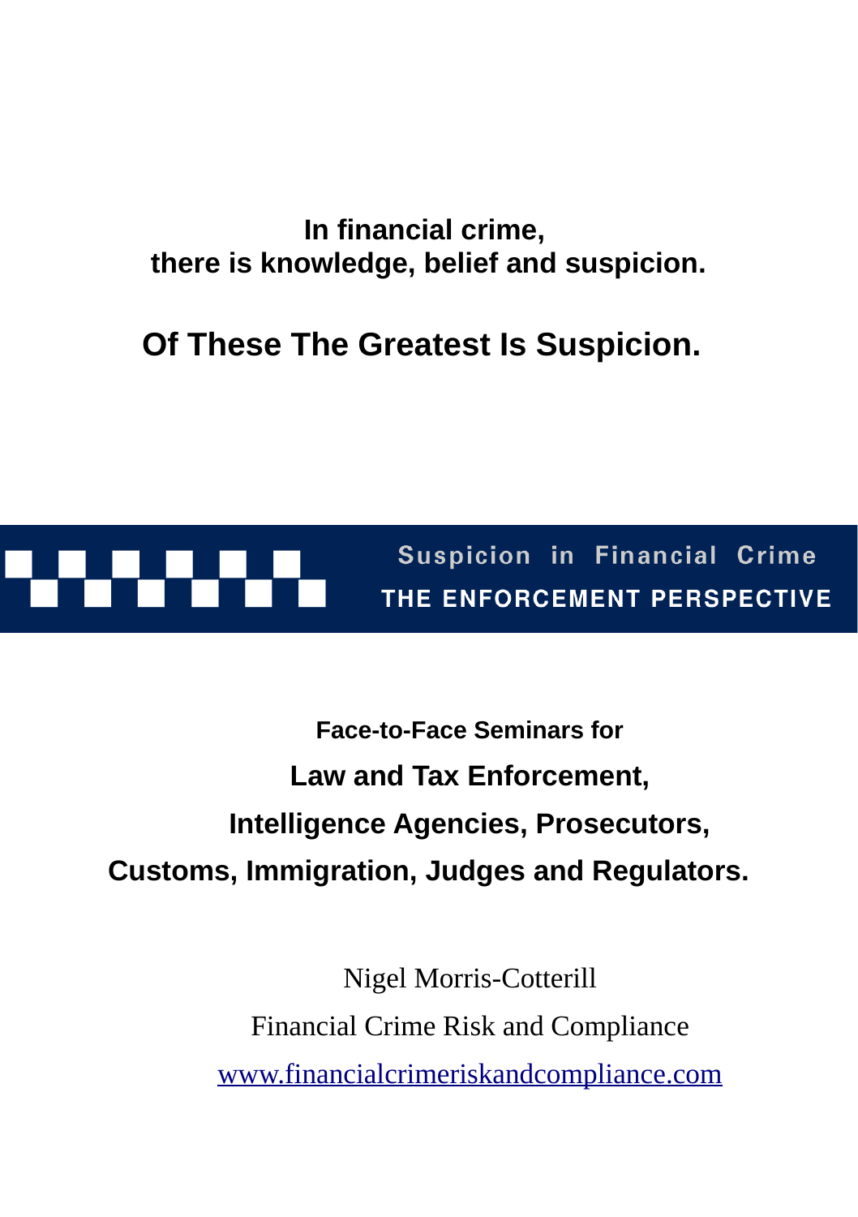**In financial crime,**
**there is knowledge, belief and suspicion.**

# Of These The Greatest Is Suspicion.

**Suspicion in Financial Crime**

**THE ENFORCEMENT PERSPECTIVE**

**Face-to-Face Seminars for**

**Law and Tax Enforcement,**

**Intelligence Agencies, Prosecutors,**

**Customs, Immigration, Judges and Regulators.**

Nigel Morris-Cotterill

Financial Crime Risk and Compliance

[www.financialcrimeriskandcompliance.com](http://www.financialcrimeriskandcompliance.com)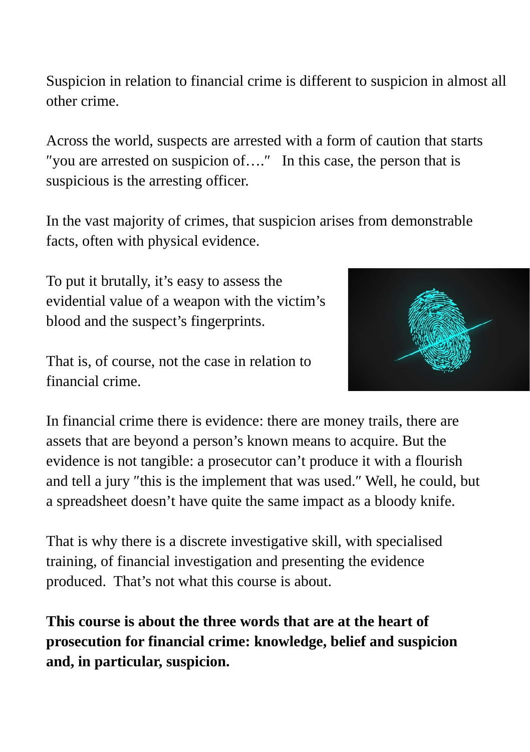Suspicion in relation to financial crime is different to suspicion in almost all other crime.

Across the world, suspects are arrested with a form of caution that starts ″you are arrested on suspicion of….″ In this case, the person that is suspicious is the arresting officer.

In the vast majority of crimes, that suspicion arises from demonstrable facts, often with physical evidence.

To put it brutally, it’s easy to assess the evidential value of a weapon with the victim’s blood and the suspect’s fingerprints.

That is, of course, not the case in relation to financial crime.

In financial crime there is evidence: there are money trails, there are assets that are beyond a person’s known means to acquire. But the evidence is not tangible: a prosecutor can’t produce it with a flourish and tell a jury ″this is the implement that was used.″ Well, he could, but a spreadsheet doesn’t have quite the same impact as a bloody knife.

That is why there is a discrete investigative skill, with specialised training, of financial investigation and presenting the evidence produced. That’s not what this course is about.

**This course is about the three words that are at the heart of prosecution for financial crime: knowledge, belief and suspicion and, in particular, suspicion.**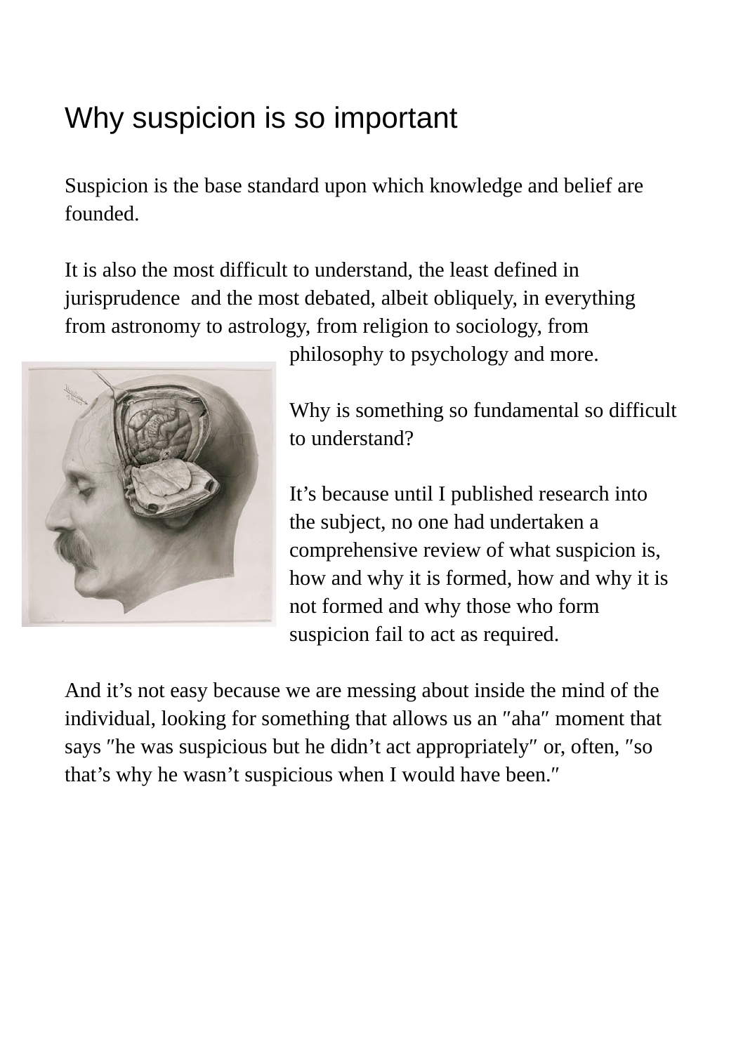# Why suspicion is so important

Suspicion is the base standard upon which knowledge and belief are founded.

It is also the most difficult to understand, the least defined in jurisprudence and the most debated, albeit obliquely, in everything from astronomy to astrology, from religion to sociology, from philosophy to psychology and more.

Why is something so fundamental so difficult to understand?

It’s because until I published research into the subject, no one had undertaken a comprehensive review of what suspicion is, how and why it is formed, how and why it is not formed and why those who form suspicion fail to act as required.

And it’s not easy because we are messing about inside the mind of the individual, looking for something that allows us an ″aha″ moment that says ″he was suspicious but he didn’t act appropriately″ or, often, ″so that’s why he wasn’t suspicious when I would have been.″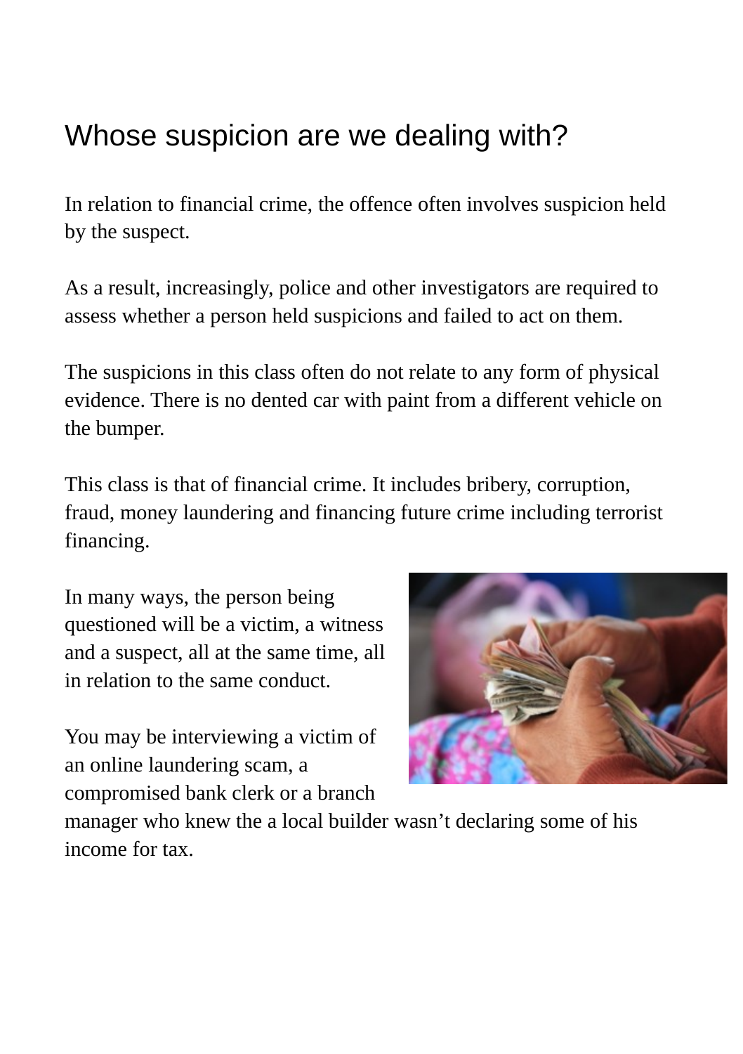# Whose suspicion are we dealing with?

In relation to financial crime, the offence often involves suspicion held by the suspect.

As a result, increasingly, police and other investigators are required to assess whether a person held suspicions and failed to act on them.

The suspicions in this class often do not relate to any form of physical evidence. There is no dented car with paint from a different vehicle on the bumper.

This class is that of financial crime. It includes bribery, corruption, fraud, money laundering and financing future crime including terrorist financing.

In many ways, the person being questioned will be a victim, a witness and a suspect, all at the same time, all in relation to the same conduct.

You may be interviewing a victim of an online laundering scam, a compromised bank clerk or a branch manager who knew the a local builder wasn't declaring some of his income for tax.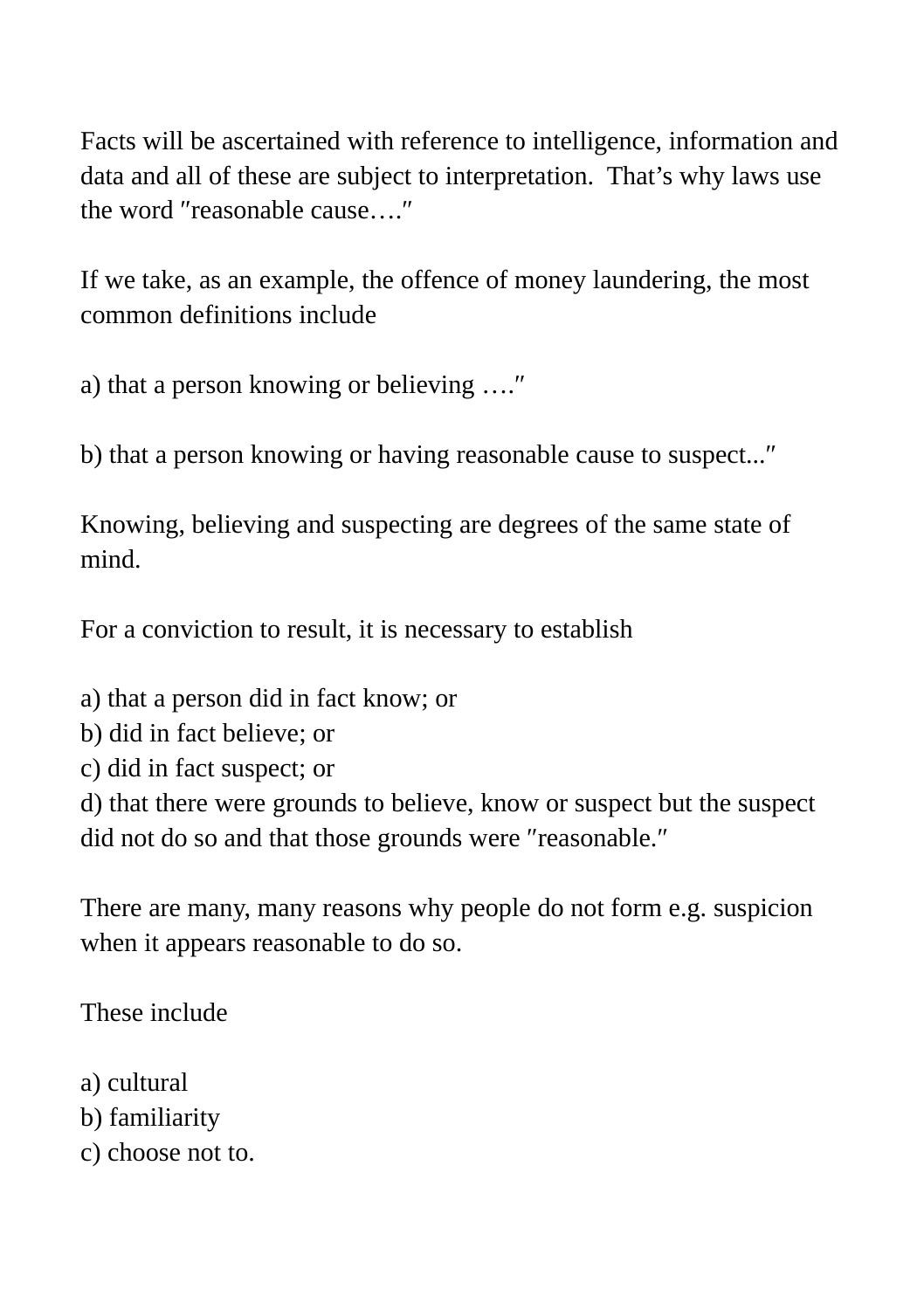Facts will be ascertained with reference to intelligence, information and data and all of these are subject to interpretation.  That's why laws use the word ″reasonable cause….″

If we take, as an example, the offence of money laundering, the most common definitions include

a) that a person knowing or believing ….″

b) that a person knowing or having reasonable cause to suspect...″

Knowing, believing and suspecting are degrees of the same state of mind.

For a conviction to result, it is necessary to establish

a) that a person did in fact know; or
b) did in fact believe; or
c) did in fact suspect; or
d) that there were grounds to believe, know or suspect but the suspect did not do so and that those grounds were ″reasonable.″

There are many, many reasons why people do not form e.g. suspicion when it appears reasonable to do so.

These include

a) cultural
b) familiarity
c) choose not to.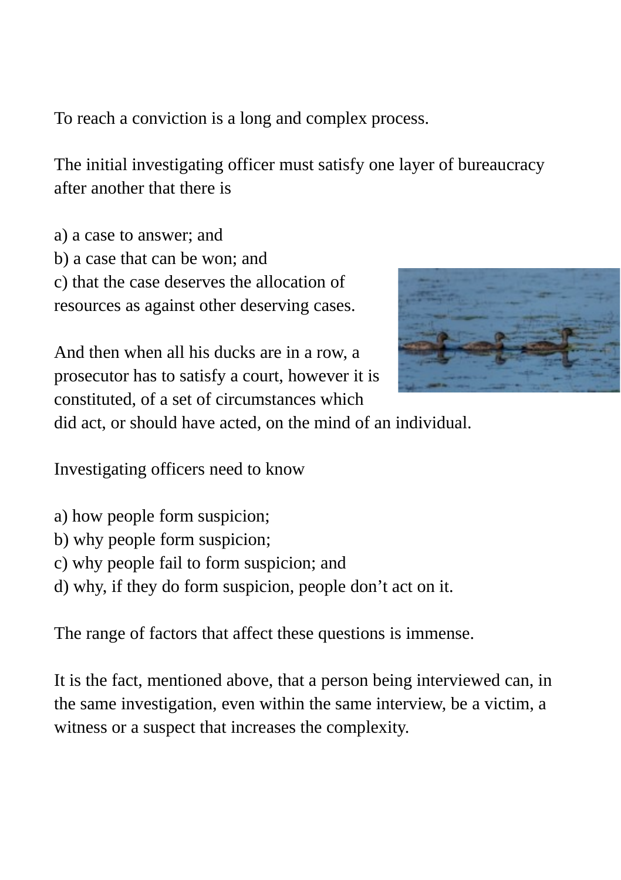To reach a conviction is a long and complex process.

The initial investigating officer must satisfy one layer of bureaucracy after another that there is

a) a case to answer; and
b) a case that can be won; and
c) that the case deserves the allocation of resources as against other deserving cases.

And then when all his ducks are in a row, a prosecutor has to satisfy a court, however it is constituted, of a set of circumstances which did act, or should have acted, on the mind of an individual.

Investigating officers need to know

a) how people form suspicion;
b) why people form suspicion;
c) why people fail to form suspicion; and
d) why, if they do form suspicion, people don't act on it.

The range of factors that affect these questions is immense.

It is the fact, mentioned above, that a person being interviewed can, in the same investigation, even within the same interview, be a victim, a witness or a suspect that increases the complexity.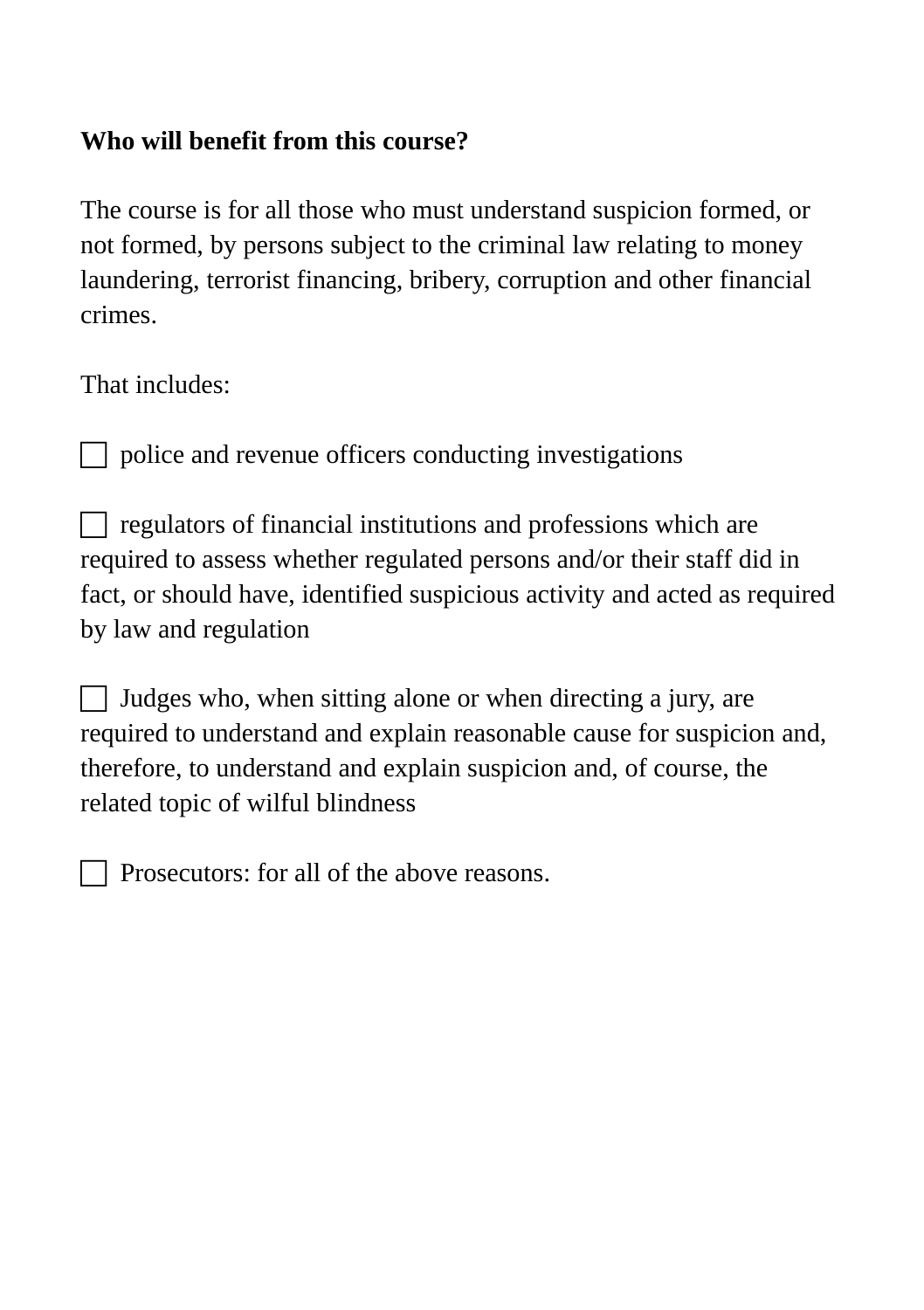**Who will benefit from this course?**

The course is for all those who must understand suspicion formed, or not formed, by persons subject to the criminal law relating to money laundering, terrorist financing, bribery, corruption and other financial crimes.

That includes:

- [ ] police and revenue officers conducting investigations

- [ ] regulators of financial institutions and professions which are required to assess whether regulated persons and/or their staff did in fact, or should have, identified suspicious activity and acted as required by law and regulation

- [ ] Judges who, when sitting alone or when directing a jury, are required to understand and explain reasonable cause for suspicion and, therefore, to understand and explain suspicion and, of course, the related topic of wilful blindness

- [ ] Prosecutors: for all of the above reasons.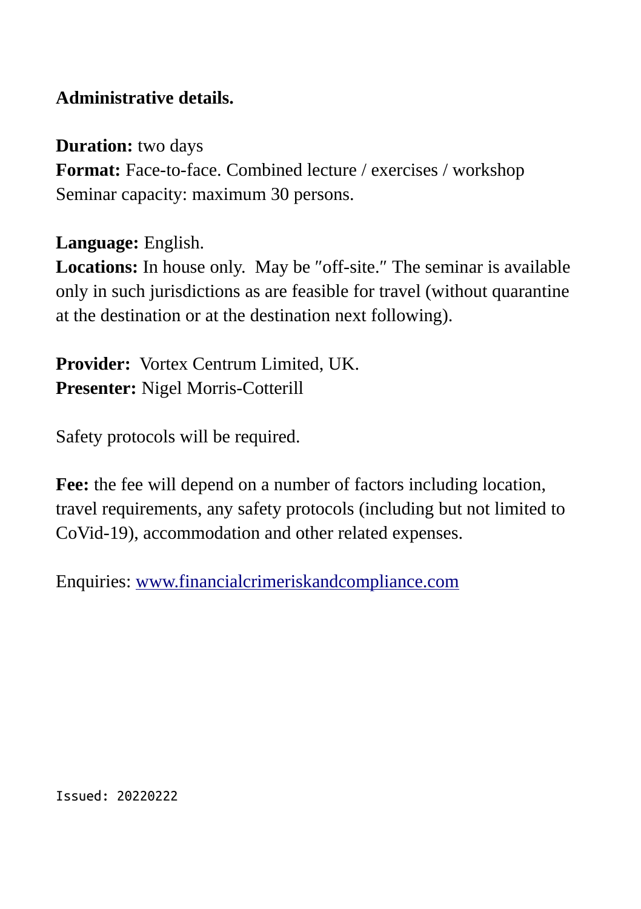**Administrative details.**

**Duration:** two days
**Format:** Face-to-face. Combined lecture / exercises / workshop
Seminar capacity: maximum 30 persons.

**Language:** English.
**Locations:** In house only.  May be ″off-site.″ The seminar is available only in such jurisdictions as are feasible for travel (without quarantine at the destination or at the destination next following).

**Provider:**  Vortex Centrum Limited, UK.
**Presenter:** Nigel Morris-Cotterill

Safety protocols will be required.

**Fee:** the fee will depend on a number of factors including location, travel requirements, any safety protocols (including but not limited to CoVid-19), accommodation and other related expenses.

Enquiries: [www.financialcrimeriskandcompliance.com](http://www.financialcrimeriskandcompliance.com)

Issued: 20220222